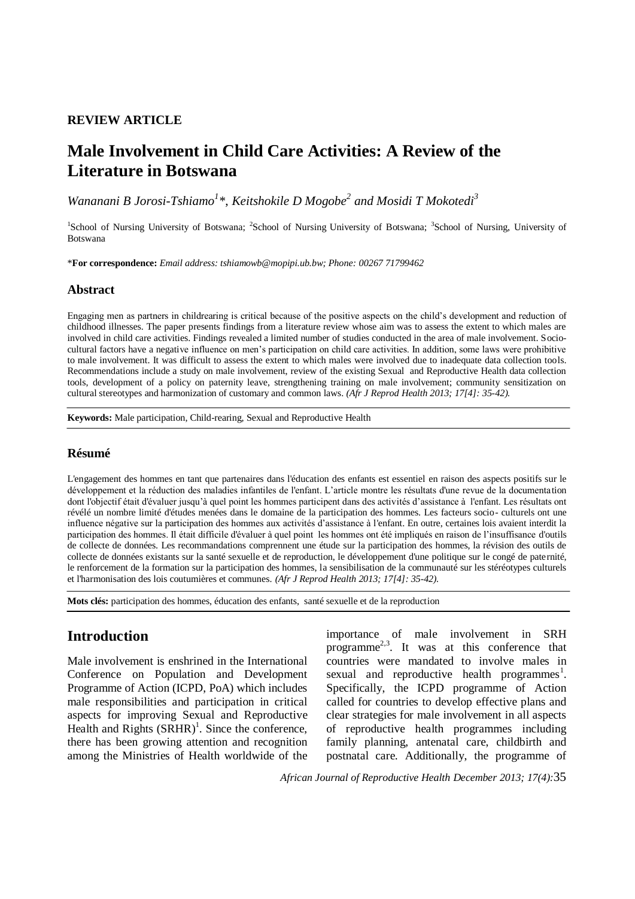**REVIEW ARTICLE**

# Male Involvement in Child Care Activities: A Review of the Literature in Botswana

*Wananani B Jorosi-Tshiamo[1]\*, Keitshokile D Mogobe[2] and Mosidi T Mokotedi[3]*

[1]School of Nursing University of Botswana; [2]School of Nursing University of Botswana; [3]School of Nursing, University of Botswana

\***For correspondence:** *Email address: tshiamowb@mopipi.ub.bw; Phone: 00267 71799462*

## Abstract

Engaging men as partners in childrearing is critical because of the positive aspects on the child's development and reduction of childhood illnesses. The paper presents findings from a literature review whose aim was to assess the extent to which males are involved in child care activities. Findings revealed a limited number of studies conducted in the area of male involvement. Socio-cultural factors have a negative influence on men's participation on child care activities. In addition, some laws were prohibitive to male involvement. It was difficult to assess the extent to which males were involved due to inadequate data collection tools. Recommendations include a study on male involvement, review of the existing Sexual and Reproductive Health data collection tools, development of a policy on paternity leave, strengthening training on male involvement; community sensitization on cultural stereotypes and harmonization of customary and common laws. *(Afr J Reprod Health 2013; 17[4]: 35-42).*

**Keywords:** Male participation, Child-rearing, Sexual and Reproductive Health

## Résumé

L'engagement des hommes en tant que partenaires dans l'éducation des enfants est essentiel en raison des aspects positifs sur le développement et la réduction des maladies infantiles de l'enfant. L'article montre les résultats d'une revue de la documentation dont l'objectif était d'évaluer jusqu'à quel point les hommes participent dans des activités d'assistance à l'enfant. Les résultats ont révélé un nombre limité d'études menées dans le domaine de la participation des hommes. Les facteurs socio- culturels ont une influence négative sur la participation des hommes aux activités d'assistance à l'enfant. En outre, certaines lois avaient interdit la participation des hommes. Il était difficile d'évaluer à quel point les hommes ont été impliqués en raison de l'insuffisance d'outils de collecte de données. Les recommandations comprennent une étude sur la participation des hommes, la révision des outils de collecte de données existants sur la santé sexuelle et de reproduction, le développement d'une politique sur le congé de paternité, le renforcement de la formation sur la participation des hommes, la sensibilisation de la communauté sur les stéréotypes culturels et l'harmonisation des lois coutumières et communes. *(Afr J Reprod Health 2013; 17[4]: 35-42).*

**Mots clés:** participation des hommes, éducation des enfants, santé sexuelle et de la reproduction

## Introduction

Male involvement is enshrined in the International Conference on Population and Development Programme of Action (ICPD, PoA) which includes male responsibilities and participation in critical aspects for improving Sexual and Reproductive Health and Rights (SRHR)[1]. Since the conference, there has been growing attention and recognition among the Ministries of Health worldwide of the importance of male involvement in SRH programme[2,3]. It was at this conference that countries were mandated to involve males in sexual and reproductive health programmes[1]. Specifically, the ICPD programme of Action called for countries to develop effective plans and clear strategies for male involvement in all aspects of reproductive health programmes including family planning, antenatal care, childbirth and postnatal care. Additionally, the programme of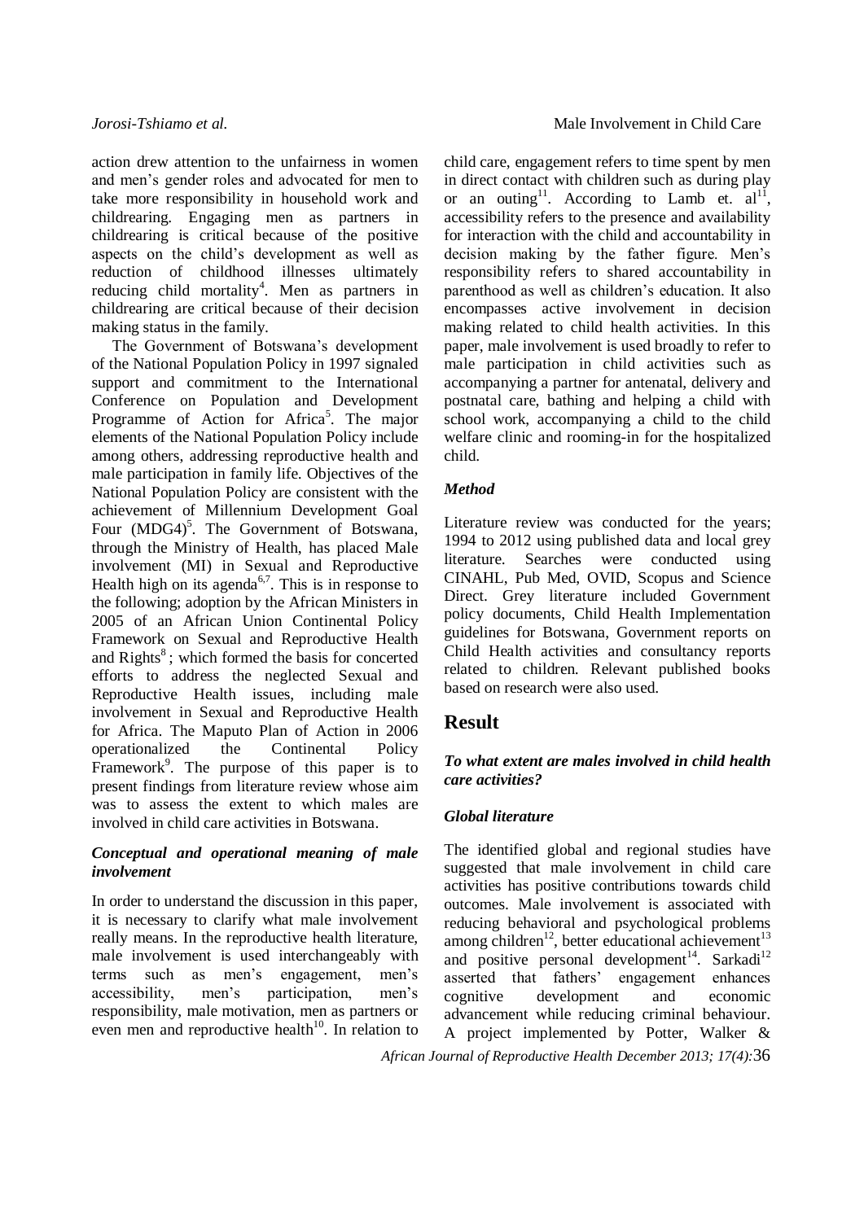action drew attention to the unfairness in women and men's gender roles and advocated for men to take more responsibility in household work and childrearing. Engaging men as partners in childrearing is critical because of the positive aspects on the child's development as well as reduction of childhood illnesses ultimately reducing child mortality[4]. Men as partners in childrearing are critical because of their decision making status in the family.

The Government of Botswana's development of the National Population Policy in 1997 signaled support and commitment to the International Conference on Population and Development Programme of Action for Africa[5]. The major elements of the National Population Policy include among others, addressing reproductive health and male participation in family life. Objectives of the National Population Policy are consistent with the achievement of Millennium Development Goal Four (MDG4)[5]. The Government of Botswana, through the Ministry of Health, has placed Male involvement (MI) in Sexual and Reproductive Health high on its agenda[6,7]. This is in response to the following; adoption by the African Ministers in 2005 of an African Union Continental Policy Framework on Sexual and Reproductive Health and Rights[8]; which formed the basis for concerted efforts to address the neglected Sexual and Reproductive Health issues, including male involvement in Sexual and Reproductive Health for Africa. The Maputo Plan of Action in 2006 operationalized the Continental Policy Framework[9]. The purpose of this paper is to present findings from literature review whose aim was to assess the extent to which males are involved in child care activities in Botswana.

### *Conceptual and operational meaning of male involvement*

In order to understand the discussion in this paper, it is necessary to clarify what male involvement really means. In the reproductive health literature, male involvement is used interchangeably with terms such as men's engagement, men's accessibility, men's participation, men's responsibility, male motivation, men as partners or even men and reproductive health[10]. In relation to child care, engagement refers to time spent by men in direct contact with children such as during play or an outing[11]. According to Lamb et. al[11], accessibility refers to the presence and availability for interaction with the child and accountability in decision making by the father figure. Men's responsibility refers to shared accountability in parenthood as well as children's education. It also encompasses active involvement in decision making related to child health activities. In this paper, male involvement is used broadly to refer to male participation in child activities such as accompanying a partner for antenatal, delivery and postnatal care, bathing and helping a child with school work, accompanying a child to the child welfare clinic and rooming-in for the hospitalized child.

### *Method*

Literature review was conducted for the years; 1994 to 2012 using published data and local grey literature. Searches were conducted using CINAHL, Pub Med, OVID, Scopus and Science Direct. Grey literature included Government policy documents, Child Health Implementation guidelines for Botswana, Government reports on Child Health activities and consultancy reports related to children. Relevant published books based on research were also used.

## Result

### *To what extent are males involved in child health care activities?*

### *Global literature*

The identified global and regional studies have suggested that male involvement in child care activities has positive contributions towards child outcomes. Male involvement is associated with reducing behavioral and psychological problems among children[12], better educational achievement[13] and positive personal development[14]. Sarkadi[12] asserted that fathers' engagement enhances cognitive development and economic advancement while reducing criminal behaviour. A project implemented by Potter, Walker &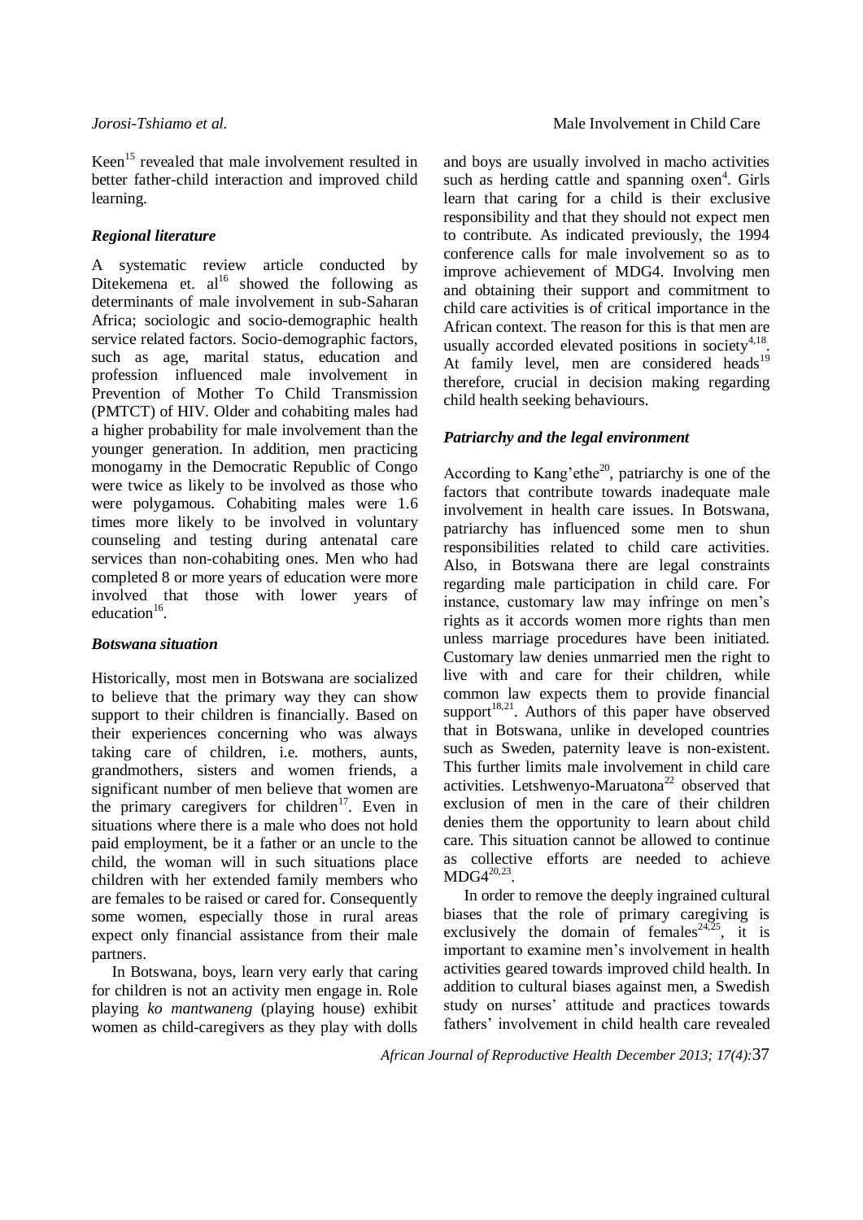Keen[15] revealed that male involvement resulted in better father-child interaction and improved child learning.

### *Regional literature*

A systematic review article conducted by Ditekemena et. al[16] showed the following as determinants of male involvement in sub-Saharan Africa; sociologic and socio-demographic health service related factors. Socio-demographic factors, such as age, marital status, education and profession influenced male involvement in Prevention of Mother To Child Transmission (PMTCT) of HIV. Older and cohabiting males had a higher probability for male involvement than the younger generation. In addition, men practicing monogamy in the Democratic Republic of Congo were twice as likely to be involved as those who were polygamous. Cohabiting males were 1.6 times more likely to be involved in voluntary counseling and testing during antenatal care services than non-cohabiting ones. Men who had completed 8 or more years of education were more involved that those with lower years of education[16].

### *Botswana situation*

Historically, most men in Botswana are socialized to believe that the primary way they can show support to their children is financially. Based on their experiences concerning who was always taking care of children, i.e. mothers, aunts, grandmothers, sisters and women friends, a significant number of men believe that women are the primary caregivers for children[17]. Even in situations where there is a male who does not hold paid employment, be it a father or an uncle to the child, the woman will in such situations place children with her extended family members who are females to be raised or cared for. Consequently some women, especially those in rural areas expect only financial assistance from their male partners.

In Botswana, boys, learn very early that caring for children is not an activity men engage in. Role playing *ko mantwaneng* (playing house) exhibit women as child-caregivers as they play with dolls and boys are usually involved in macho activities such as herding cattle and spanning oxen[4]. Girls learn that caring for a child is their exclusive responsibility and that they should not expect men to contribute. As indicated previously, the 1994 conference calls for male involvement so as to improve achievement of MDG4. Involving men and obtaining their support and commitment to child care activities is of critical importance in the African context. The reason for this is that men are usually accorded elevated positions in society[4,18]. At family level, men are considered heads[19] therefore, crucial in decision making regarding child health seeking behaviours.

### *Patriarchy and the legal environment*

According to Kang'ethe[20], patriarchy is one of the factors that contribute towards inadequate male involvement in health care issues. In Botswana, patriarchy has influenced some men to shun responsibilities related to child care activities. Also, in Botswana there are legal constraints regarding male participation in child care. For instance, customary law may infringe on men's rights as it accords women more rights than men unless marriage procedures have been initiated. Customary law denies unmarried men the right to live with and care for their children, while common law expects them to provide financial support[18,21]. Authors of this paper have observed that in Botswana, unlike in developed countries such as Sweden, paternity leave is non-existent. This further limits male involvement in child care activities. Letshwenyo-Maruatona[22] observed that exclusion of men in the care of their children denies them the opportunity to learn about child care. This situation cannot be allowed to continue as collective efforts are needed to achieve MDG4[20,23].

In order to remove the deeply ingrained cultural biases that the role of primary caregiving is exclusively the domain of females[24,25], it is important to examine men's involvement in health activities geared towards improved child health. In addition to cultural biases against men, a Swedish study on nurses' attitude and practices towards fathers' involvement in child health care revealed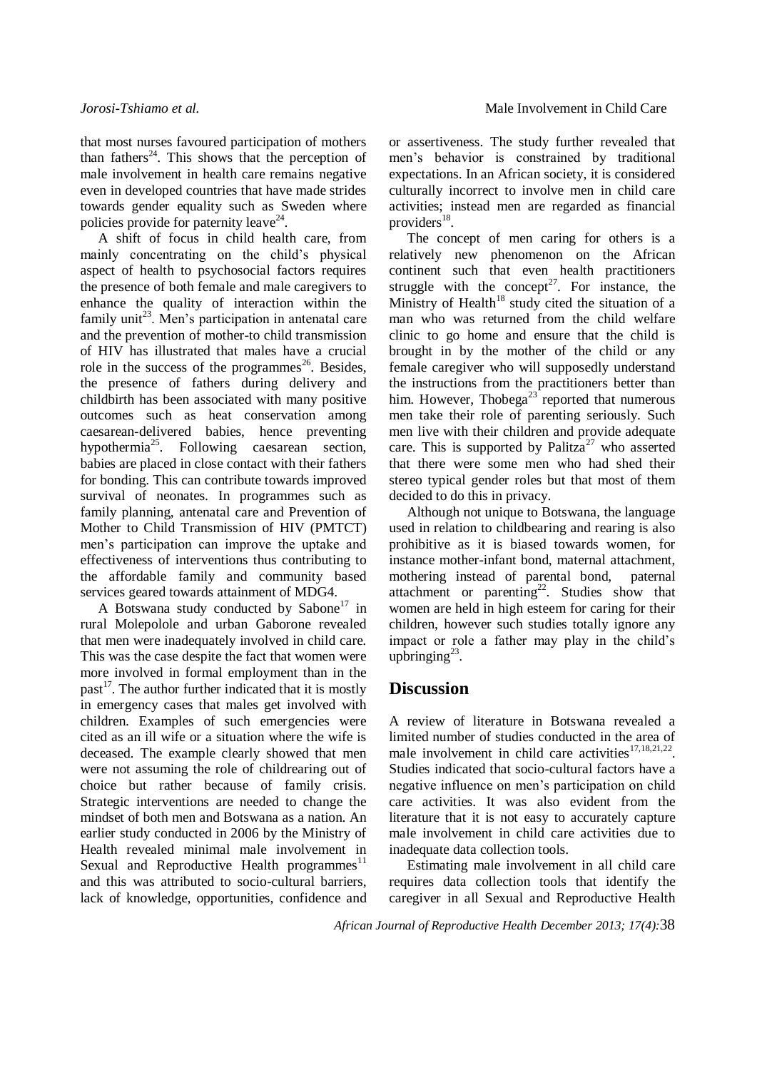that most nurses favoured participation of mothers than fathers[24]. This shows that the perception of male involvement in health care remains negative even in developed countries that have made strides towards gender equality such as Sweden where policies provide for paternity leave[24].

A shift of focus in child health care, from mainly concentrating on the child's physical aspect of health to psychosocial factors requires the presence of both female and male caregivers to enhance the quality of interaction within the family unit[23]. Men's participation in antenatal care and the prevention of mother-to child transmission of HIV has illustrated that males have a crucial role in the success of the programmes[26]. Besides, the presence of fathers during delivery and childbirth has been associated with many positive outcomes such as heat conservation among caesarean-delivered babies, hence preventing hypothermia[25]. Following caesarean section, babies are placed in close contact with their fathers for bonding. This can contribute towards improved survival of neonates. In programmes such as family planning, antenatal care and Prevention of Mother to Child Transmission of HIV (PMTCT) men's participation can improve the uptake and effectiveness of interventions thus contributing to the affordable family and community based services geared towards attainment of MDG4.

A Botswana study conducted by Sabone[17] in rural Molepolole and urban Gaborone revealed that men were inadequately involved in child care. This was the case despite the fact that women were more involved in formal employment than in the past[17]. The author further indicated that it is mostly in emergency cases that males get involved with children. Examples of such emergencies were cited as an ill wife or a situation where the wife is deceased. The example clearly showed that men were not assuming the role of childrearing out of choice but rather because of family crisis. Strategic interventions are needed to change the mindset of both men and Botswana as a nation. An earlier study conducted in 2006 by the Ministry of Health revealed minimal male involvement in Sexual and Reproductive Health programmes[11] and this was attributed to socio-cultural barriers, lack of knowledge, opportunities, confidence and or assertiveness. The study further revealed that men's behavior is constrained by traditional expectations. In an African society, it is considered culturally incorrect to involve men in child care activities; instead men are regarded as financial providers[18].

The concept of men caring for others is a relatively new phenomenon on the African continent such that even health practitioners struggle with the concept[27]. For instance, the Ministry of Health[18] study cited the situation of a man who was returned from the child welfare clinic to go home and ensure that the child is brought in by the mother of the child or any female caregiver who will supposedly understand the instructions from the practitioners better than him. However, Thobega[23] reported that numerous men take their role of parenting seriously. Such men live with their children and provide adequate care. This is supported by Palitza[27] who asserted that there were some men who had shed their stereo typical gender roles but that most of them decided to do this in privacy.

Although not unique to Botswana, the language used in relation to childbearing and rearing is also prohibitive as it is biased towards women, for instance mother-infant bond, maternal attachment, mothering instead of parental bond, paternal attachment or parenting[22]. Studies show that women are held in high esteem for caring for their children, however such studies totally ignore any impact or role a father may play in the child's upbringing[23].

## Discussion

A review of literature in Botswana revealed a limited number of studies conducted in the area of male involvement in child care activities[17,18,21,22]. Studies indicated that socio-cultural factors have a negative influence on men's participation on child care activities. It was also evident from the literature that it is not easy to accurately capture male involvement in child care activities due to inadequate data collection tools.

Estimating male involvement in all child care requires data collection tools that identify the caregiver in all Sexual and Reproductive Health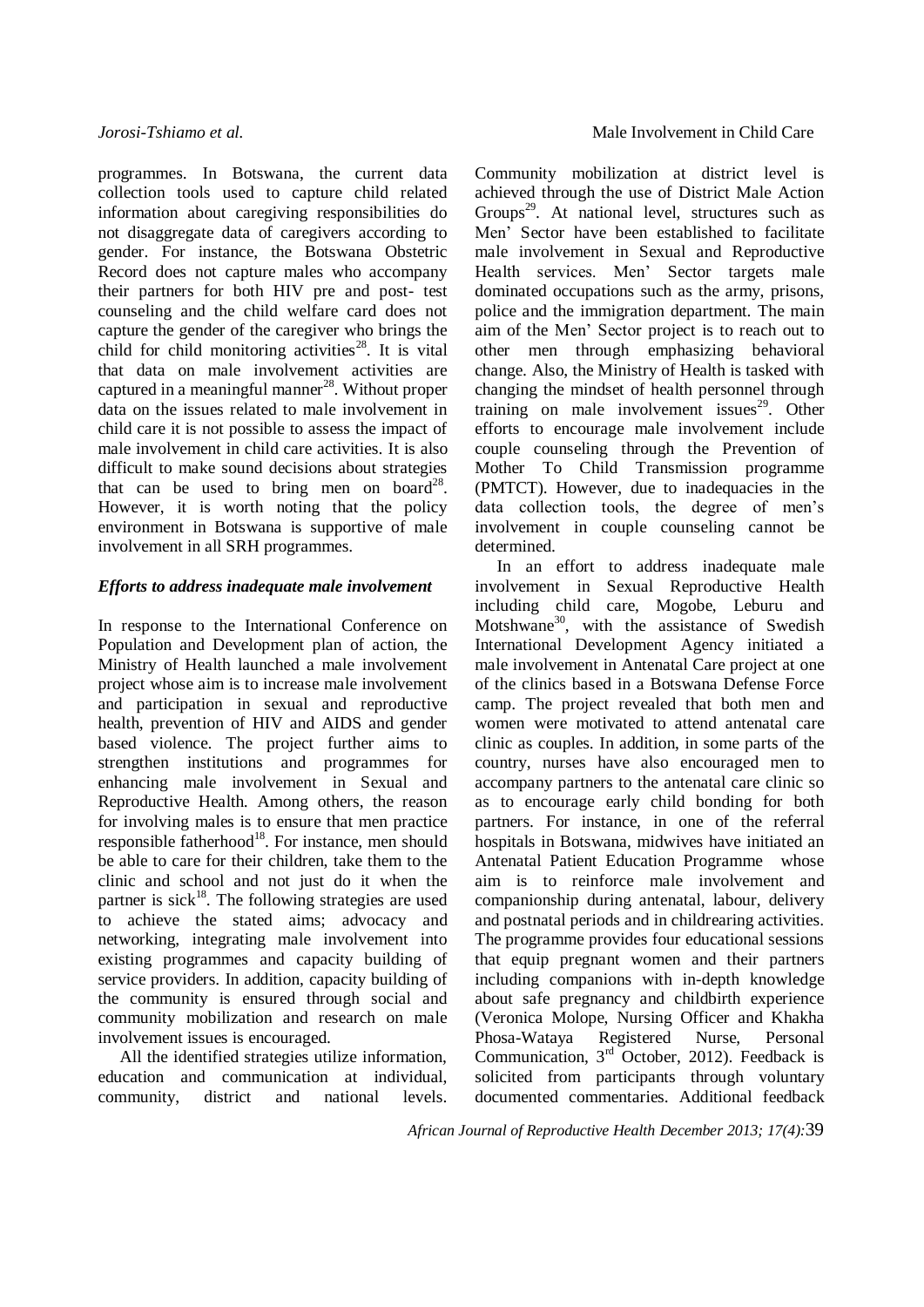programmes. In Botswana, the current data collection tools used to capture child related information about caregiving responsibilities do not disaggregate data of caregivers according to gender. For instance, the Botswana Obstetric Record does not capture males who accompany their partners for both HIV pre and post- test counseling and the child welfare card does not capture the gender of the caregiver who brings the child for child monitoring activities[28]. It is vital that data on male involvement activities are captured in a meaningful manner[28]. Without proper data on the issues related to male involvement in child care it is not possible to assess the impact of male involvement in child care activities. It is also difficult to make sound decisions about strategies that can be used to bring men on board[28]. However, it is worth noting that the policy environment in Botswana is supportive of male involvement in all SRH programmes.

### *Efforts to address inadequate male involvement*

In response to the International Conference on Population and Development plan of action, the Ministry of Health launched a male involvement project whose aim is to increase male involvement and participation in sexual and reproductive health, prevention of HIV and AIDS and gender based violence. The project further aims to strengthen institutions and programmes for enhancing male involvement in Sexual and Reproductive Health. Among others, the reason for involving males is to ensure that men practice responsible fatherhood[18]. For instance, men should be able to care for their children, take them to the clinic and school and not just do it when the partner is sick[18]. The following strategies are used to achieve the stated aims; advocacy and networking, integrating male involvement into existing programmes and capacity building of service providers. In addition, capacity building of the community is ensured through social and community mobilization and research on male involvement issues is encouraged.

All the identified strategies utilize information, education and communication at individual, community, district and national levels. Community mobilization at district level is achieved through the use of District Male Action Groups[29]. At national level, structures such as Men' Sector have been established to facilitate male involvement in Sexual and Reproductive Health services. Men' Sector targets male dominated occupations such as the army, prisons, police and the immigration department. The main aim of the Men' Sector project is to reach out to other men through emphasizing behavioral change. Also, the Ministry of Health is tasked with changing the mindset of health personnel through training on male involvement issues[29]. Other efforts to encourage male involvement include couple counseling through the Prevention of Mother To Child Transmission programme (PMTCT). However, due to inadequacies in the data collection tools, the degree of men's involvement in couple counseling cannot be determined.

In an effort to address inadequate male involvement in Sexual Reproductive Health including child care, Mogobe, Leburu and Motshwane[30], with the assistance of Swedish International Development Agency initiated a male involvement in Antenatal Care project at one of the clinics based in a Botswana Defense Force camp. The project revealed that both men and women were motivated to attend antenatal care clinic as couples. In addition, in some parts of the country, nurses have also encouraged men to accompany partners to the antenatal care clinic so as to encourage early child bonding for both partners. For instance, in one of the referral hospitals in Botswana, midwives have initiated an Antenatal Patient Education Programme whose aim is to reinforce male involvement and companionship during antenatal, labour, delivery and postnatal periods and in childrearing activities. The programme provides four educational sessions that equip pregnant women and their partners including companions with in-depth knowledge about safe pregnancy and childbirth experience (Veronica Molope, Nursing Officer and Khakha Phosa-Wataya Registered Nurse, Personal Communication, 3rd October, 2012). Feedback is solicited from participants through voluntary documented commentaries. Additional feedback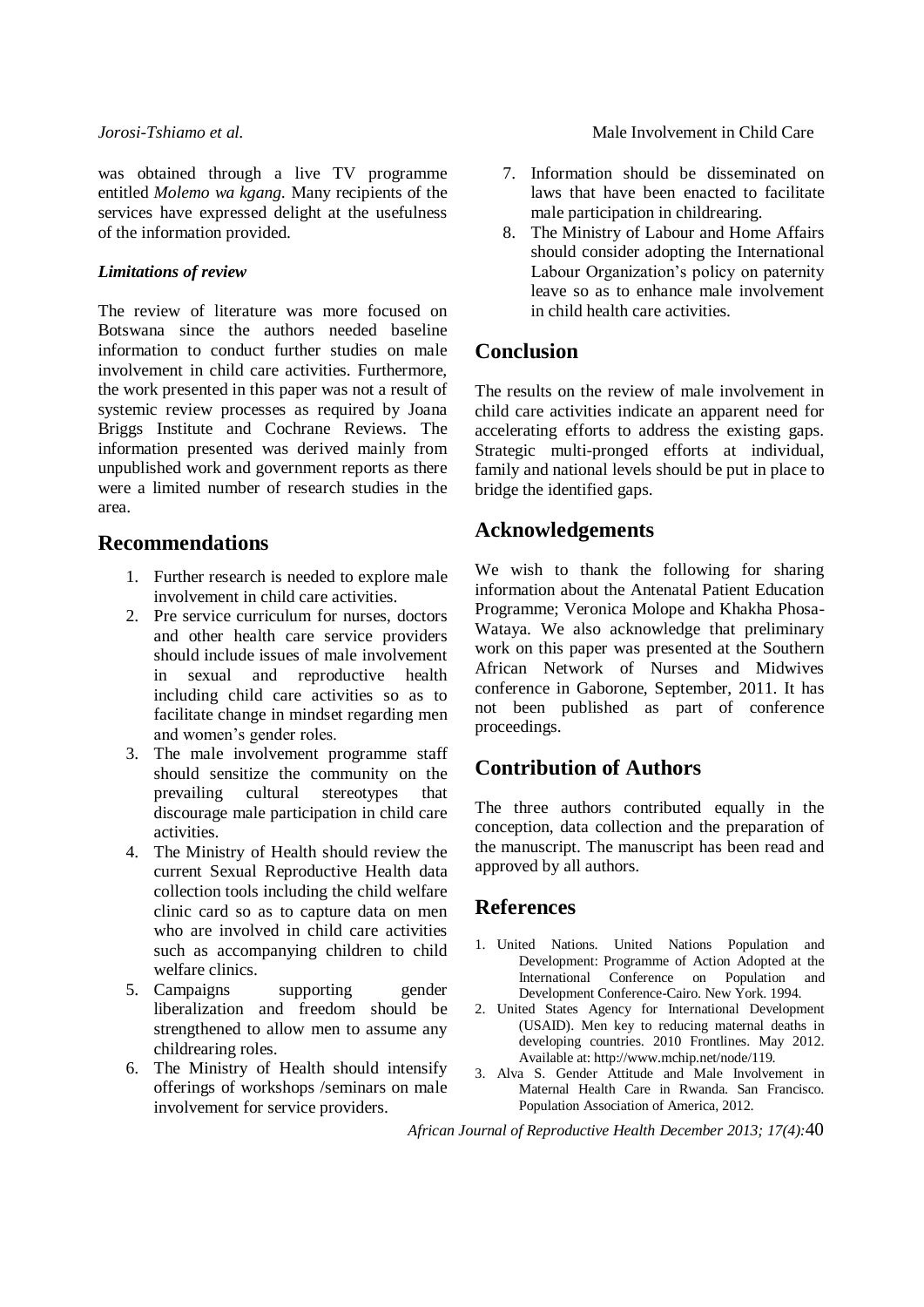was obtained through a live TV programme entitled *Molemo wa kgang*. Many recipients of the services have expressed delight at the usefulness of the information provided.

***Limitations of review***

The review of literature was more focused on Botswana since the authors needed baseline information to conduct further studies on male involvement in child care activities. Furthermore, the work presented in this paper was not a result of systemic review processes as required by Joana Briggs Institute and Cochrane Reviews. The information presented was derived mainly from unpublished work and government reports as there were a limited number of research studies in the area.

## Recommendations

1. Further research is needed to explore male involvement in child care activities.
2. Pre service curriculum for nurses, doctors and other health care service providers should include issues of male involvement in sexual and reproductive health including child care activities so as to facilitate change in mindset regarding men and women's gender roles.
3. The male involvement programme staff should sensitize the community on the prevailing cultural stereotypes that discourage male participation in child care activities.
4. The Ministry of Health should review the current Sexual Reproductive Health data collection tools including the child welfare clinic card so as to capture data on men who are involved in child care activities such as accompanying children to child welfare clinics.
5. Campaigns supporting gender liberalization and freedom should be strengthened to allow men to assume any childrearing roles.
6. The Ministry of Health should intensify offerings of workshops /seminars on male involvement for service providers.
7. Information should be disseminated on laws that have been enacted to facilitate male participation in childrearing.
8. The Ministry of Labour and Home Affairs should consider adopting the International Labour Organization's policy on paternity leave so as to enhance male involvement in child health care activities.

## Conclusion

The results on the review of male involvement in child care activities indicate an apparent need for accelerating efforts to address the existing gaps. Strategic multi-pronged efforts at individual, family and national levels should be put in place to bridge the identified gaps.

## Acknowledgements

We wish to thank the following for sharing information about the Antenatal Patient Education Programme; Veronica Molope and Khakha Phosa-Wataya. We also acknowledge that preliminary work on this paper was presented at the Southern African Network of Nurses and Midwives conference in Gaborone, September, 2011. It has not been published as part of conference proceedings.

## Contribution of Authors

The three authors contributed equally in the conception, data collection and the preparation of the manuscript. The manuscript has been read and approved by all authors.

## References

1. United Nations. United Nations Population and Development: Programme of Action Adopted at the International Conference on Population and Development Conference-Cairo. New York. 1994.
2. United States Agency for International Development (USAID). Men key to reducing maternal deaths in developing countries. 2010 Frontlines. May 2012. Available at: http://www.mchip.net/node/119.
3. Alva S. Gender Attitude and Male Involvement in Maternal Health Care in Rwanda. San Francisco. Population Association of America, 2012.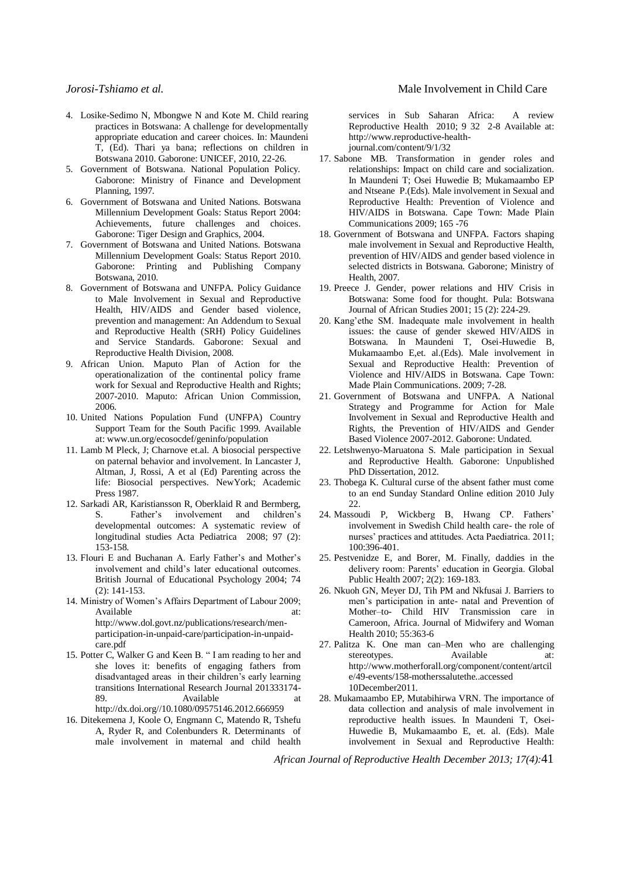4. Losike-Sedimo N, Mbongwe N and Kote M. Child rearing practices in Botswana: A challenge for developmentally appropriate education and career choices. In: Maundeni T, (Ed). Thari ya bana; reflections on children in Botswana 2010. Gaborone: UNICEF, 2010, 22-26.
5. Government of Botswana. National Population Policy. Gaborone: Ministry of Finance and Development Planning, 1997.
6. Government of Botswana and United Nations. Botswana Millennium Development Goals: Status Report 2004: Achievements, future challenges and choices. Gaborone: Tiger Design and Graphics, 2004.
7. Government of Botswana and United Nations. Botswana Millennium Development Goals: Status Report 2010. Gaborone: Printing and Publishing Company Botswana, 2010.
8. Government of Botswana and UNFPA. Policy Guidance to Male Involvement in Sexual and Reproductive Health, HIV/AIDS and Gender based violence, prevention and management: An Addendum to Sexual and Reproductive Health (SRH) Policy Guidelines and Service Standards. Gaborone: Sexual and Reproductive Health Division, 2008.
9. African Union. Maputo Plan of Action for the operationalization of the continental policy frame work for Sexual and Reproductive Health and Rights; 2007-2010. Maputo: African Union Commission, 2006.
10. United Nations Population Fund (UNFPA) Country Support Team for the South Pacific 1999. Available at: www.un.org/ecosocdef/geninfo/population
11. Lamb M Pleck, J; Charnove et.al. A biosocial perspective on paternal behavior and involvement. In Lancaster J, Altman, J, Rossi, A et al (Ed) Parenting across the life: Biosocial perspectives. NewYork; Academic Press 1987.
12. Sarkadi AR, Karistiansson R, Oberklaid R and Bermberg, S. Father's involvement and children's developmental outcomes: A systematic review of longitudinal studies Acta Pediatrica 2008; 97 (2): 153-158.
13. Flouri E and Buchanan A. Early Father's and Mother's involvement and child's later educational outcomes. British Journal of Educational Psychology 2004; 74 (2): 141-153.
14. Ministry of Women's Affairs Department of Labour 2009; Available at: http://www.dol.govt.nz/publications/research/men-participation-in-unpaid-care/participation-in-unpaid-care.pdf
15. Potter C, Walker G and Keen B. " I am reading to her and she loves it: benefits of engaging fathers from disadvantaged areas in their children's early learning transitions International Research Journal 201333174-89. Available at http://dx.doi.org//10.1080/09575146.2012.666959
16. Ditekemena J, Koole O, Engmann C, Matendo R, Tshefu A, Ryder R, and Colenbunders R. Determinants of male involvement in maternal and child health services in Sub Saharan Africa: A review Reproductive Health 2010; 9 32 2-8 Available at: http://www.reproductive-health-journal.com/content/9/1/32
17. Sabone MB. Transformation in gender roles and relationships: Impact on child care and socialization. In Maundeni T; Osei Huwedie B; Mukamaambo EP and Ntseane P.(Eds). Male involvement in Sexual and Reproductive Health: Prevention of Violence and HIV/AIDS in Botswana. Cape Town: Made Plain Communications 2009; 165 -76
18. Government of Botswana and UNFPA. Factors shaping male involvement in Sexual and Reproductive Health, prevention of HIV/AIDS and gender based violence in selected districts in Botswana. Gaborone; Ministry of Health, 2007.
19. Preece J. Gender, power relations and HIV Crisis in Botswana: Some food for thought. Pula: Botswana Journal of African Studies 2001; 15 (2): 224-29.
20. Kang'ethe SM. Inadequate male involvement in health issues: the cause of gender skewed HIV/AIDS in Botswana. In Maundeni T, Osei-Huwedie B, Mukamaambo E,et. al.(Eds). Male involvement in Sexual and Reproductive Health: Prevention of Violence and HIV/AIDS in Botswana. Cape Town: Made Plain Communications. 2009; 7-28.
21. Government of Botswana and UNFPA. A National Strategy and Programme for Action for Male Involvement in Sexual and Reproductive Health and Rights, the Prevention of HIV/AIDS and Gender Based Violence 2007-2012. Gaborone: Undated.
22. Letshwenyo-Maruatona S. Male participation in Sexual and Reproductive Health. Gaborone: Unpublished PhD Dissertation, 2012.
23. Thobega K. Cultural curse of the absent father must come to an end Sunday Standard Online edition 2010 July 22.
24. Massoudi P, Wickberg B, Hwang CP. Fathers' involvement in Swedish Child health care- the role of nurses' practices and attitudes. Acta Paediatrica. 2011; 100:396-401.
25. Pestvenidze E, and Borer, M. Finally, daddies in the delivery room: Parents' education in Georgia. Global Public Health 2007; 2(2): 169-183.
26. Nkuoh GN, Meyer DJ, Tih PM and Nkfusai J. Barriers to men's participation in ante- natal and Prevention of Mother–to- Child HIV Transmission care in Cameroon, Africa. Journal of Midwifery and Woman Health 2010; 55:363-6
27. Palitza K. One man can–Men who are challenging stereotypes. Available at: http://www.motherforall.org/component/content/artcile/49-events/158-motherssalutethe..accessed 10December2011.
28. Mukamaambo EP, Mutabihirwa VRN. The importance of data collection and analysis of male involvement in reproductive health issues. In Maundeni T, Osei-Huwedie B, Mukamaambo E, et. al. (Eds). Male involvement in Sexual and Reproductive Health: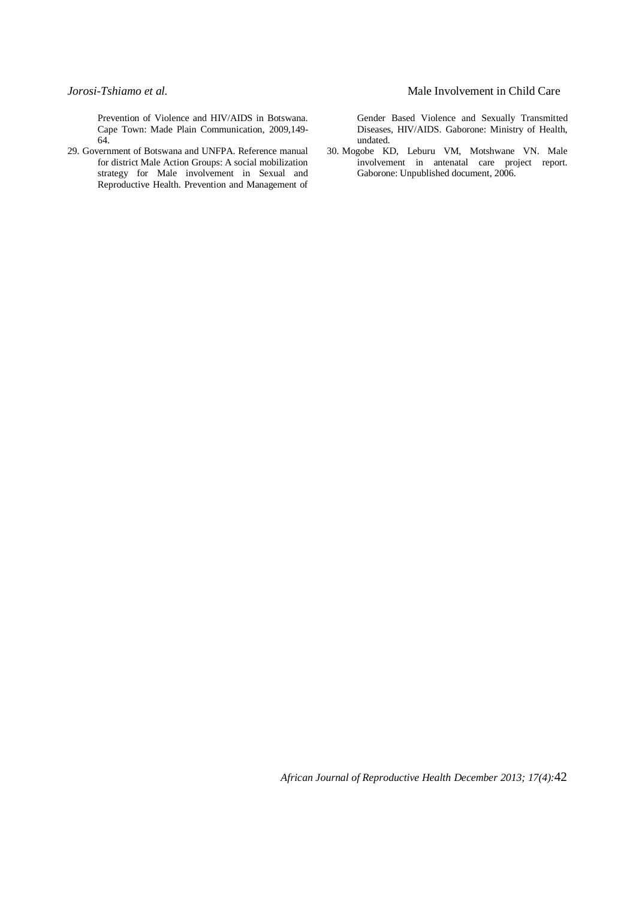Prevention of Violence and HIV/AIDS in Botswana. Cape Town: Made Plain Communication, 2009,149-64.

29. Government of Botswana and UNFPA. Reference manual for district Male Action Groups: A social mobilization strategy for Male involvement in Sexual and Reproductive Health. Prevention and Management of Gender Based Violence and Sexually Transmitted Diseases, HIV/AIDS. Gaborone: Ministry of Health, undated.
30. Mogobe KD, Leburu VM, Motshwane VN. Male involvement in antenatal care project report. Gaborone: Unpublished document, 2006.